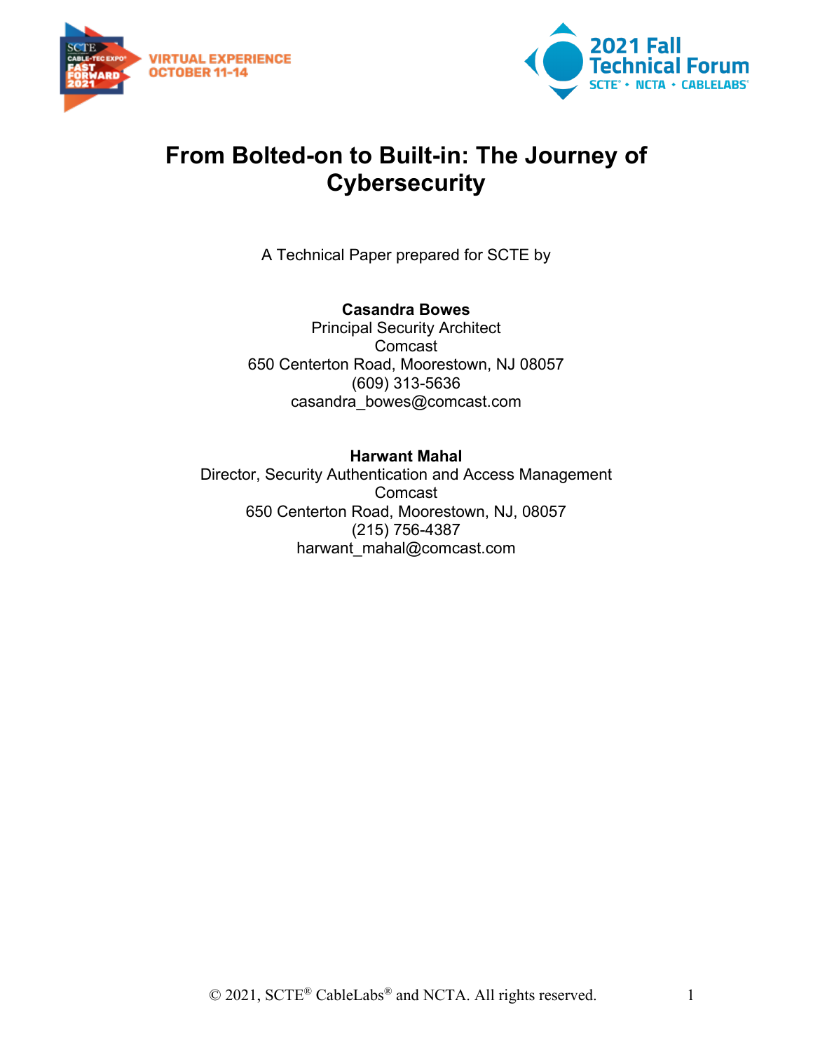# From Bolted-on to Built-in: The Journey of Cybersecurity

A Technical Paper prepared for SCTE by

**Casandra Bowes**
Principal Security Architect
Comcast
650 Centerton Road, Moorestown, NJ 08057
(609) 313-5636
casandra_bowes@comcast.com

**Harwant Mahal**
Director, Security Authentication and Access Management
Comcast
650 Centerton Road, Moorestown, NJ, 08057
(215) 756-4387
harwant_mahal@comcast.com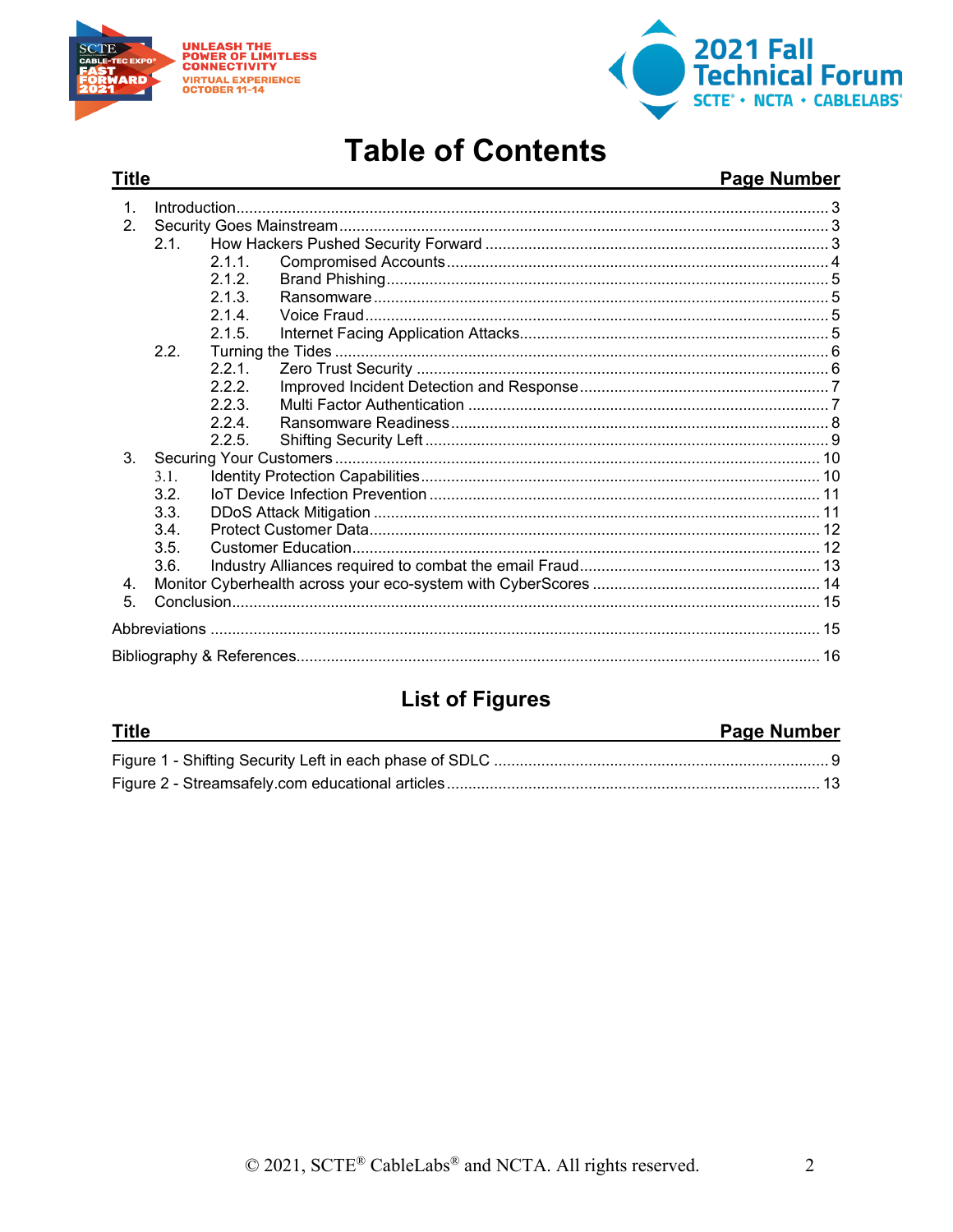# Table of Contents

| Title | Page Number |
|---|---|
| 1. Introduction | 3 |
| 2. Security Goes Mainstream | 3 |
| 2.1. How Hackers Pushed Security Forward | 3 |
| 2.1.1. Compromised Accounts | 4 |
| 2.1.2. Brand Phishing | 5 |
| 2.1.3. Ransomware | 5 |
| 2.1.4. Voice Fraud | 5 |
| 2.1.5. Internet Facing Application Attacks | 5 |
| 2.2. Turning the Tides | 6 |
| 2.2.1. Zero Trust Security | 6 |
| 2.2.2. Improved Incident Detection and Response | 7 |
| 2.2.3. Multi Factor Authentication | 7 |
| 2.2.4. Ransomware Readiness | 8 |
| 2.2.5. Shifting Security Left | 9 |
| 3. Securing Your Customers | 10 |
| 3.1. Identity Protection Capabilities | 10 |
| 3.2. IoT Device Infection Prevention | 11 |
| 3.3. DDoS Attack Mitigation | 11 |
| 3.4. Protect Customer Data | 12 |
| 3.5. Customer Education | 12 |
| 3.6. Industry Alliances required to combat the email Fraud | 13 |
| 4. Monitor Cyberhealth across your eco-system with CyberScores | 14 |
| 5. Conclusion | 15 |
| Abbreviations | 15 |
| Bibliography & References | 16 |

## List of Figures

| Title | Page Number |
|---|---|
| Figure 1 - Shifting Security Left in each phase of SDLC | 9 |
| Figure 2 - Streamsafely.com educational articles | 13 |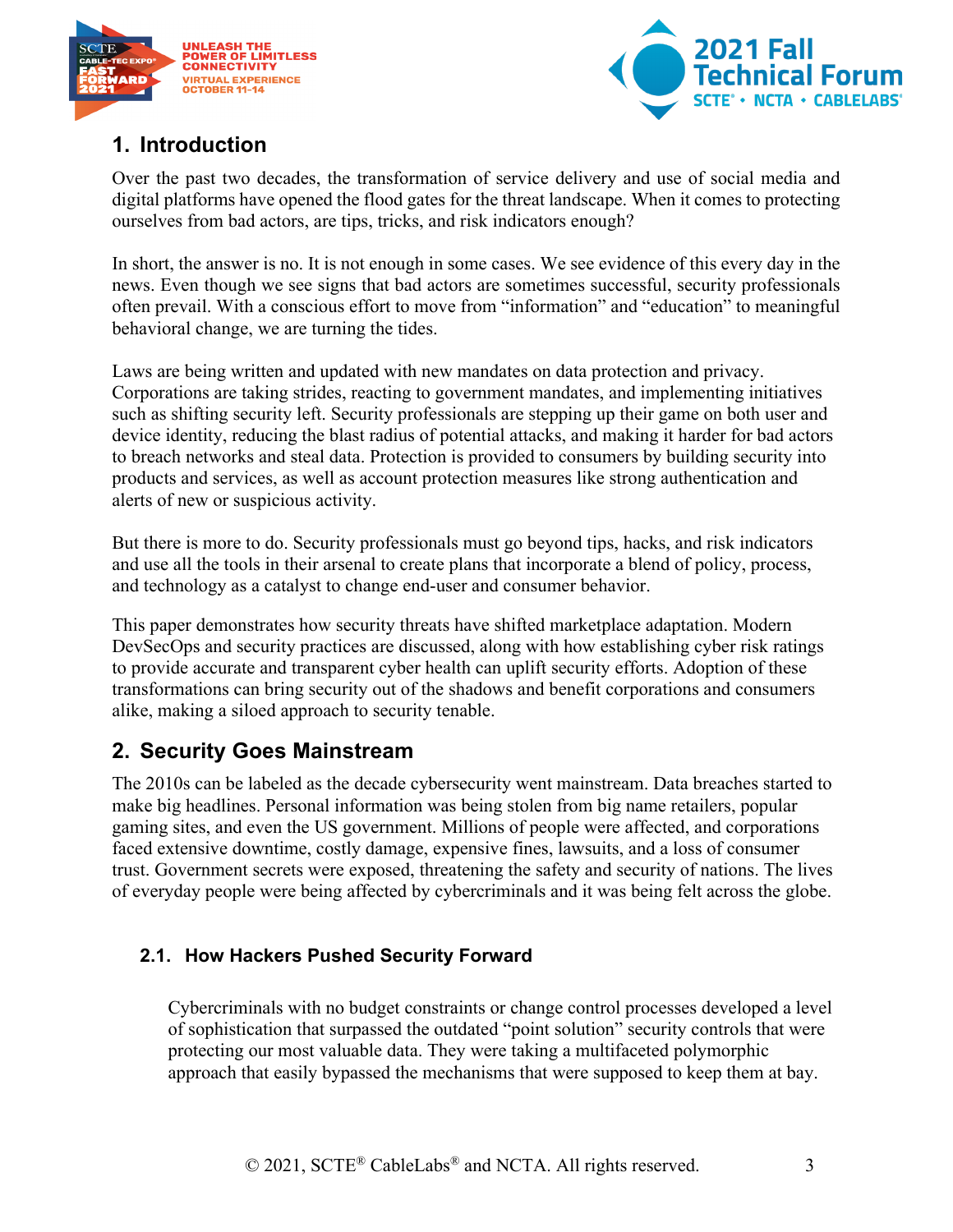## 1. Introduction

Over the past two decades, the transformation of service delivery and use of social media and digital platforms have opened the flood gates for the threat landscape. When it comes to protecting ourselves from bad actors, are tips, tricks, and risk indicators enough?

In short, the answer is no. It is not enough in some cases. We see evidence of this every day in the news. Even though we see signs that bad actors are sometimes successful, security professionals often prevail. With a conscious effort to move from "information" and "education" to meaningful behavioral change, we are turning the tides.

Laws are being written and updated with new mandates on data protection and privacy. Corporations are taking strides, reacting to government mandates, and implementing initiatives such as shifting security left. Security professionals are stepping up their game on both user and device identity, reducing the blast radius of potential attacks, and making it harder for bad actors to breach networks and steal data. Protection is provided to consumers by building security into products and services, as well as account protection measures like strong authentication and alerts of new or suspicious activity.

But there is more to do. Security professionals must go beyond tips, hacks, and risk indicators and use all the tools in their arsenal to create plans that incorporate a blend of policy, process, and technology as a catalyst to change end-user and consumer behavior.

This paper demonstrates how security threats have shifted marketplace adaptation. Modern DevSecOps and security practices are discussed, along with how establishing cyber risk ratings to provide accurate and transparent cyber health can uplift security efforts. Adoption of these transformations can bring security out of the shadows and benefit corporations and consumers alike, making a siloed approach to security tenable.

## 2. Security Goes Mainstream

The 2010s can be labeled as the decade cybersecurity went mainstream. Data breaches started to make big headlines. Personal information was being stolen from big name retailers, popular gaming sites, and even the US government. Millions of people were affected, and corporations faced extensive downtime, costly damage, expensive fines, lawsuits, and a loss of consumer trust. Government secrets were exposed, threatening the safety and security of nations. The lives of everyday people were being affected by cybercriminals and it was being felt across the globe.

### 2.1. How Hackers Pushed Security Forward

Cybercriminals with no budget constraints or change control processes developed a level of sophistication that surpassed the outdated "point solution" security controls that were protecting our most valuable data. They were taking a multifaceted polymorphic approach that easily bypassed the mechanisms that were supposed to keep them at bay.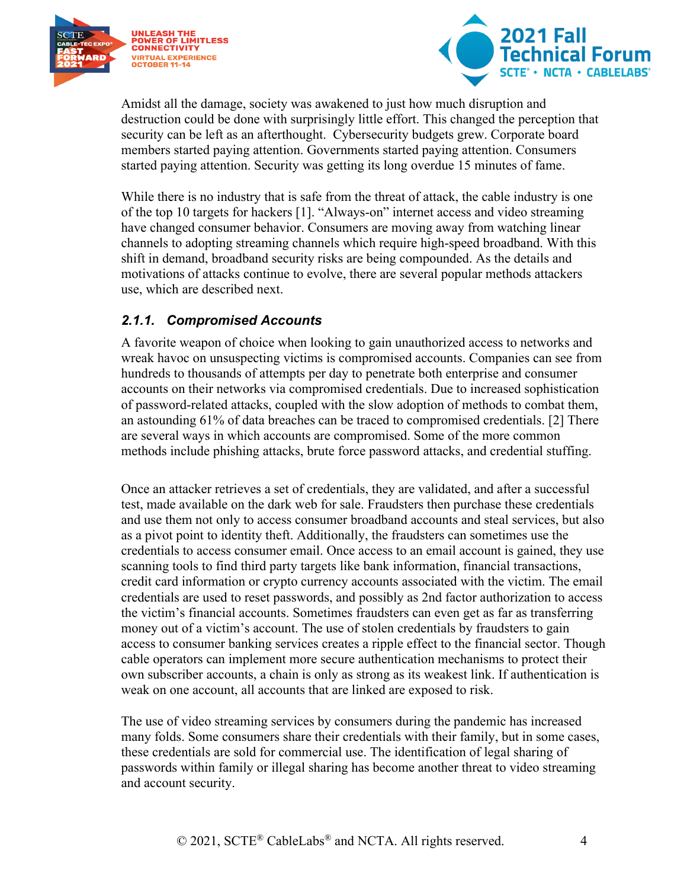Amidst all the damage, society was awakened to just how much disruption and destruction could be done with surprisingly little effort. This changed the perception that security can be left as an afterthought. Cybersecurity budgets grew. Corporate board members started paying attention. Governments started paying attention. Consumers started paying attention. Security was getting its long overdue 15 minutes of fame.

While there is no industry that is safe from the threat of attack, the cable industry is one of the top 10 targets for hackers [1]. “Always-on” internet access and video streaming have changed consumer behavior. Consumers are moving away from watching linear channels to adopting streaming channels which require high-speed broadband. With this shift in demand, broadband security risks are being compounded. As the details and motivations of attacks continue to evolve, there are several popular methods attackers use, which are described next.

### *2.1.1. Compromised Accounts*

A favorite weapon of choice when looking to gain unauthorized access to networks and wreak havoc on unsuspecting victims is compromised accounts. Companies can see from hundreds to thousands of attempts per day to penetrate both enterprise and consumer accounts on their networks via compromised credentials. Due to increased sophistication of password-related attacks, coupled with the slow adoption of methods to combat them, an astounding 61% of data breaches can be traced to compromised credentials. [2] There are several ways in which accounts are compromised. Some of the more common methods include phishing attacks, brute force password attacks, and credential stuffing.

Once an attacker retrieves a set of credentials, they are validated, and after a successful test, made available on the dark web for sale. Fraudsters then purchase these credentials and use them not only to access consumer broadband accounts and steal services, but also as a pivot point to identity theft. Additionally, the fraudsters can sometimes use the credentials to access consumer email. Once access to an email account is gained, they use scanning tools to find third party targets like bank information, financial transactions, credit card information or crypto currency accounts associated with the victim. The email credentials are used to reset passwords, and possibly as 2nd factor authorization to access the victim’s financial accounts. Sometimes fraudsters can even get as far as transferring money out of a victim’s account. The use of stolen credentials by fraudsters to gain access to consumer banking services creates a ripple effect to the financial sector. Though cable operators can implement more secure authentication mechanisms to protect their own subscriber accounts, a chain is only as strong as its weakest link. If authentication is weak on one account, all accounts that are linked are exposed to risk.

The use of video streaming services by consumers during the pandemic has increased many folds. Some consumers share their credentials with their family, but in some cases, these credentials are sold for commercial use. The identification of legal sharing of passwords within family or illegal sharing has become another threat to video streaming and account security.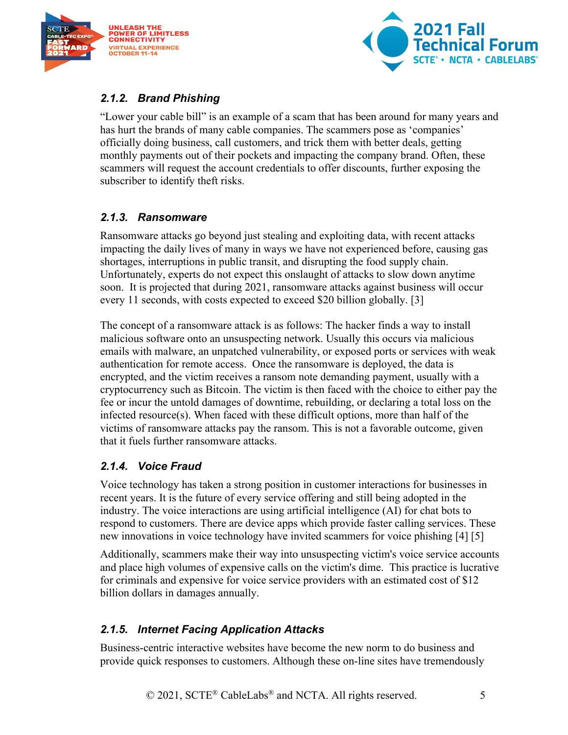### 2.1.2. Brand Phishing

"Lower your cable bill" is an example of a scam that has been around for many years and has hurt the brands of many cable companies. The scammers pose as 'companies' officially doing business, call customers, and trick them with better deals, getting monthly payments out of their pockets and impacting the company brand. Often, these scammers will request the account credentials to offer discounts, further exposing the subscriber to identify theft risks.

### 2.1.3. Ransomware

Ransomware attacks go beyond just stealing and exploiting data, with recent attacks impacting the daily lives of many in ways we have not experienced before, causing gas shortages, interruptions in public transit, and disrupting the food supply chain. Unfortunately, experts do not expect this onslaught of attacks to slow down anytime soon. It is projected that during 2021, ransomware attacks against business will occur every 11 seconds, with costs expected to exceed $20 billion globally. [3]

The concept of a ransomware attack is as follows: The hacker finds a way to install malicious software onto an unsuspecting network. Usually this occurs via malicious emails with malware, an unpatched vulnerability, or exposed ports or services with weak authentication for remote access. Once the ransomware is deployed, the data is encrypted, and the victim receives a ransom note demanding payment, usually with a cryptocurrency such as Bitcoin. The victim is then faced with the choice to either pay the fee or incur the untold damages of downtime, rebuilding, or declaring a total loss on the infected resource(s). When faced with these difficult options, more than half of the victims of ransomware attacks pay the ransom. This is not a favorable outcome, given that it fuels further ransomware attacks.

### 2.1.4. Voice Fraud

Voice technology has taken a strong position in customer interactions for businesses in recent years. It is the future of every service offering and still being adopted in the industry. The voice interactions are using artificial intelligence (AI) for chat bots to respond to customers. There are device apps which provide faster calling services. These new innovations in voice technology have invited scammers for voice phishing [4] [5]

Additionally, scammers make their way into unsuspecting victim's voice service accounts and place high volumes of expensive calls on the victim's dime. This practice is lucrative for criminals and expensive for voice service providers with an estimated cost of $12 billion dollars in damages annually.

### 2.1.5. Internet Facing Application Attacks

Business-centric interactive websites have become the new norm to do business and provide quick responses to customers. Although these on-line sites have tremendously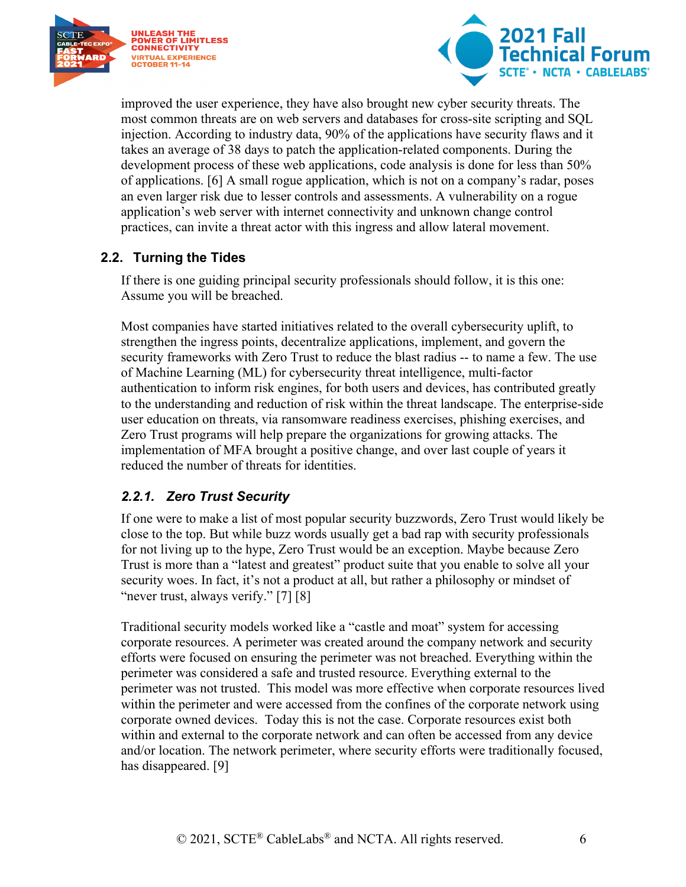improved the user experience, they have also brought new cyber security threats. The most common threats are on web servers and databases for cross-site scripting and SQL injection. According to industry data, 90% of the applications have security flaws and it takes an average of 38 days to patch the application-related components. During the development process of these web applications, code analysis is done for less than 50% of applications. [6] A small rogue application, which is not on a company's radar, poses an even larger risk due to lesser controls and assessments. A vulnerability on a rogue application's web server with internet connectivity and unknown change control practices, can invite a threat actor with this ingress and allow lateral movement.

## 2.2. Turning the Tides

If there is one guiding principal security professionals should follow, it is this one: Assume you will be breached.

Most companies have started initiatives related to the overall cybersecurity uplift, to strengthen the ingress points, decentralize applications, implement, and govern the security frameworks with Zero Trust to reduce the blast radius -- to name a few. The use of Machine Learning (ML) for cybersecurity threat intelligence, multi-factor authentication to inform risk engines, for both users and devices, has contributed greatly to the understanding and reduction of risk within the threat landscape. The enterprise-side user education on threats, via ransomware readiness exercises, phishing exercises, and Zero Trust programs will help prepare the organizations for growing attacks. The implementation of MFA brought a positive change, and over last couple of years it reduced the number of threats for identities.

### *2.2.1. Zero Trust Security*

If one were to make a list of most popular security buzzwords, Zero Trust would likely be close to the top. But while buzz words usually get a bad rap with security professionals for not living up to the hype, Zero Trust would be an exception. Maybe because Zero Trust is more than a "latest and greatest" product suite that you enable to solve all your security woes. In fact, it's not a product at all, but rather a philosophy or mindset of "never trust, always verify." [7] [8]

Traditional security models worked like a "castle and moat" system for accessing corporate resources. A perimeter was created around the company network and security efforts were focused on ensuring the perimeter was not breached. Everything within the perimeter was considered a safe and trusted resource. Everything external to the perimeter was not trusted. This model was more effective when corporate resources lived within the perimeter and were accessed from the confines of the corporate network using corporate owned devices. Today this is not the case. Corporate resources exist both within and external to the corporate network and can often be accessed from any device and/or location. The network perimeter, where security efforts were traditionally focused, has disappeared. [9]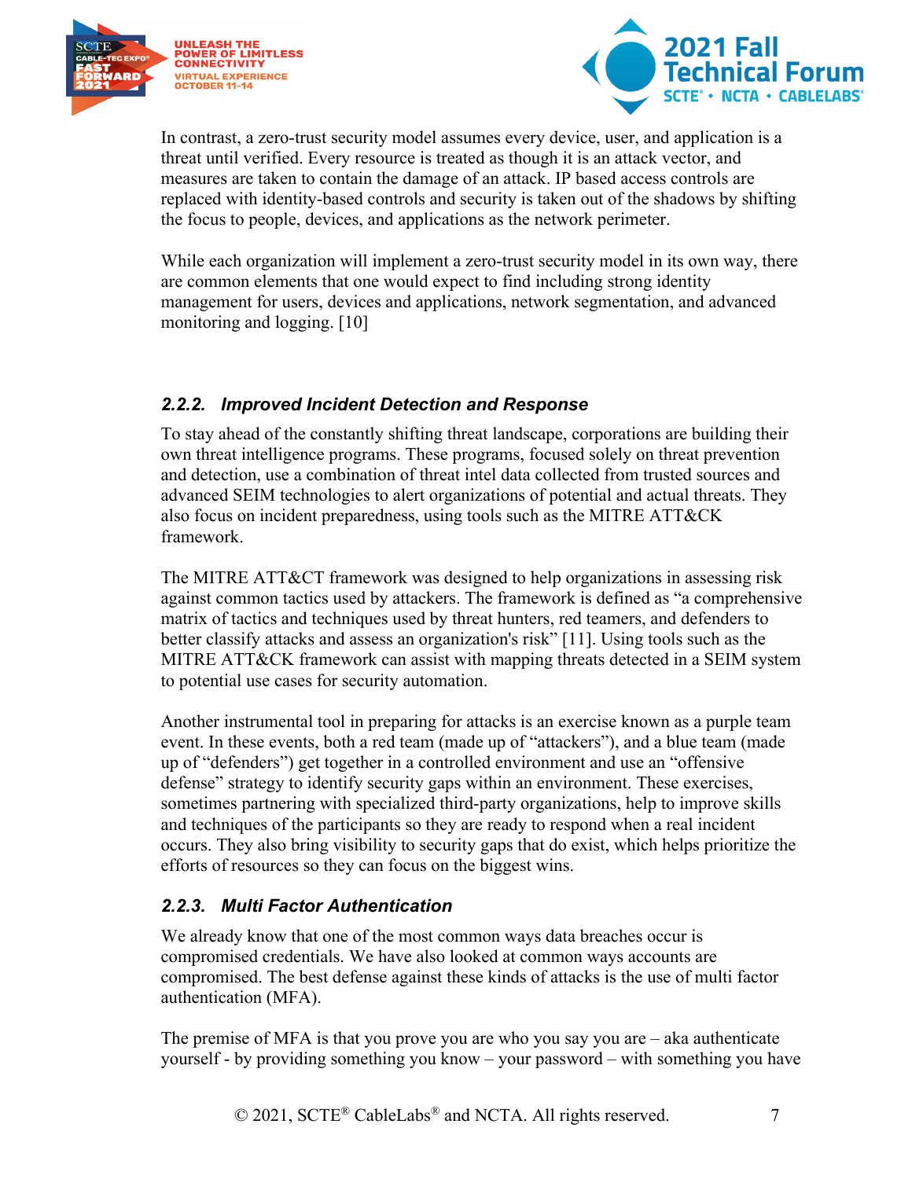In contrast, a zero-trust security model assumes every device, user, and application is a threat until verified. Every resource is treated as though it is an attack vector, and measures are taken to contain the damage of an attack. IP based access controls are replaced with identity-based controls and security is taken out of the shadows by shifting the focus to people, devices, and applications as the network perimeter.

While each organization will implement a zero-trust security model in its own way, there are common elements that one would expect to find including strong identity management for users, devices and applications, network segmentation, and advanced monitoring and logging. [10]

### *2.2.2. Improved Incident Detection and Response*

To stay ahead of the constantly shifting threat landscape, corporations are building their own threat intelligence programs. These programs, focused solely on threat prevention and detection, use a combination of threat intel data collected from trusted sources and advanced SEIM technologies to alert organizations of potential and actual threats. They also focus on incident preparedness, using tools such as the MITRE ATT&CK framework.

The MITRE ATT&CT framework was designed to help organizations in assessing risk against common tactics used by attackers. The framework is defined as "a comprehensive matrix of tactics and techniques used by threat hunters, red teamers, and defenders to better classify attacks and assess an organization's risk" [11]. Using tools such as the MITRE ATT&CK framework can assist with mapping threats detected in a SEIM system to potential use cases for security automation.

Another instrumental tool in preparing for attacks is an exercise known as a purple team event. In these events, both a red team (made up of "attackers"), and a blue team (made up of "defenders") get together in a controlled environment and use an "offensive defense" strategy to identify security gaps within an environment. These exercises, sometimes partnering with specialized third-party organizations, help to improve skills and techniques of the participants so they are ready to respond when a real incident occurs. They also bring visibility to security gaps that do exist, which helps prioritize the efforts of resources so they can focus on the biggest wins.

### *2.2.3. Multi Factor Authentication*

We already know that one of the most common ways data breaches occur is compromised credentials. We have also looked at common ways accounts are compromised. The best defense against these kinds of attacks is the use of multi factor authentication (MFA).

The premise of MFA is that you prove you are who you say you are – aka authenticate yourself - by providing something you know – your password – with something you have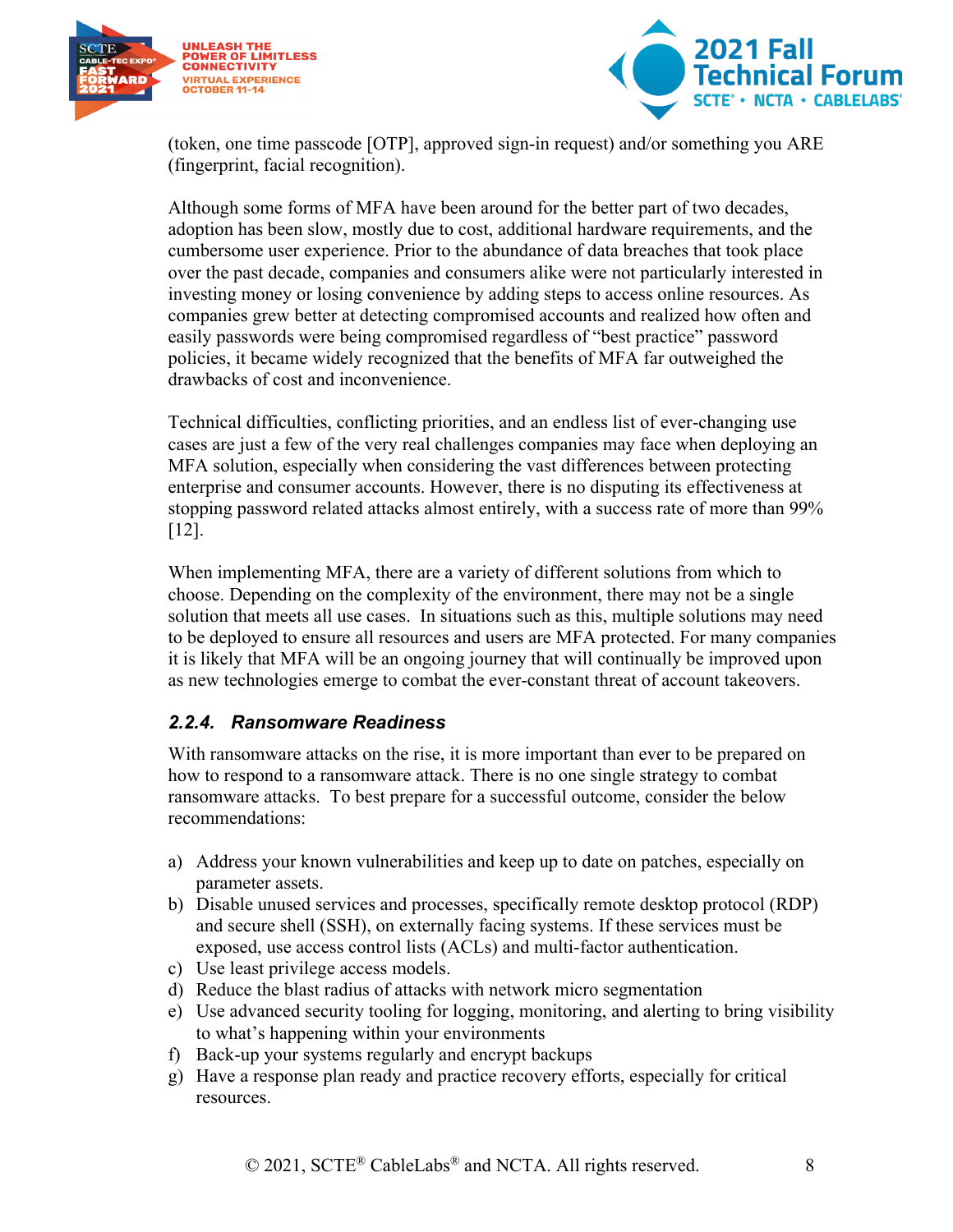(token, one time passcode [OTP], approved sign-in request) and/or something you ARE (fingerprint, facial recognition).

Although some forms of MFA have been around for the better part of two decades, adoption has been slow, mostly due to cost, additional hardware requirements, and the cumbersome user experience. Prior to the abundance of data breaches that took place over the past decade, companies and consumers alike were not particularly interested in investing money or losing convenience by adding steps to access online resources. As companies grew better at detecting compromised accounts and realized how often and easily passwords were being compromised regardless of "best practice" password policies, it became widely recognized that the benefits of MFA far outweighed the drawbacks of cost and inconvenience.

Technical difficulties, conflicting priorities, and an endless list of ever-changing use cases are just a few of the very real challenges companies may face when deploying an MFA solution, especially when considering the vast differences between protecting enterprise and consumer accounts. However, there is no disputing its effectiveness at stopping password related attacks almost entirely, with a success rate of more than 99% [12].

When implementing MFA, there are a variety of different solutions from which to choose. Depending on the complexity of the environment, there may not be a single solution that meets all use cases. In situations such as this, multiple solutions may need to be deployed to ensure all resources and users are MFA protected. For many companies it is likely that MFA will be an ongoing journey that will continually be improved upon as new technologies emerge to combat the ever-constant threat of account takeovers.

### *2.2.4. Ransomware Readiness*

With ransomware attacks on the rise, it is more important than ever to be prepared on how to respond to a ransomware attack. There is no one single strategy to combat ransomware attacks. To best prepare for a successful outcome, consider the below recommendations:

a) Address your known vulnerabilities and keep up to date on patches, especially on parameter assets.
b) Disable unused services and processes, specifically remote desktop protocol (RDP) and secure shell (SSH), on externally facing systems. If these services must be exposed, use access control lists (ACLs) and multi-factor authentication.
c) Use least privilege access models.
d) Reduce the blast radius of attacks with network micro segmentation
e) Use advanced security tooling for logging, monitoring, and alerting to bring visibility to what's happening within your environments
f) Back-up your systems regularly and encrypt backups
g) Have a response plan ready and practice recovery efforts, especially for critical resources.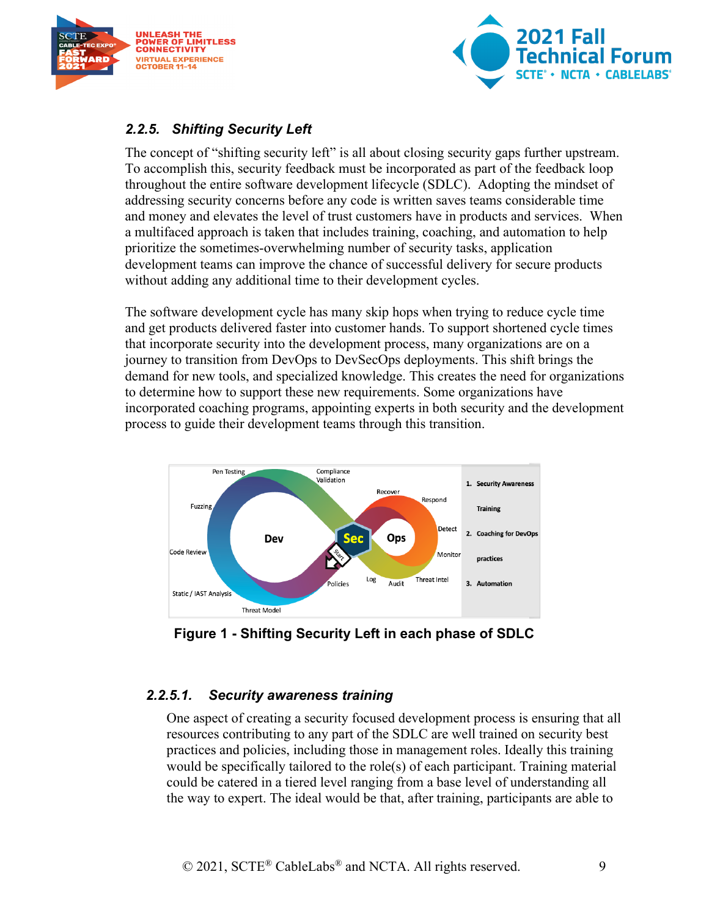### 2.2.5. Shifting Security Left

The concept of "shifting security left" is all about closing security gaps further upstream. To accomplish this, security feedback must be incorporated as part of the feedback loop throughout the entire software development lifecycle (SDLC). Adopting the mindset of addressing security concerns before any code is written saves teams considerable time and money and elevates the level of trust customers have in products and services. When a multifaced approach is taken that includes training, coaching, and automation to help prioritize the sometimes-overwhelming number of security tasks, application development teams can improve the chance of successful delivery for secure products without adding any additional time to their development cycles.

The software development cycle has many skip hops when trying to reduce cycle time and get products delivered faster into customer hands. To support shortened cycle times that incorporate security into the development process, many organizations are on a journey to transition from DevOps to DevSecOps deployments. This shift brings the demand for new tools, and specialized knowledge. This creates the need for organizations to determine how to support these new requirements. Some organizations have incorporated coaching programs, appointing experts in both security and the development process to guide their development teams through this transition.

**Figure 1 - Shifting Security Left in each phase of SDLC**

#### 2.2.5.1. Security awareness training

One aspect of creating a security focused development process is ensuring that all resources contributing to any part of the SDLC are well trained on security best practices and policies, including those in management roles. Ideally this training would be specifically tailored to the role(s) of each participant. Training material could be catered in a tiered level ranging from a base level of understanding all the way to expert. The ideal would be that, after training, participants are able to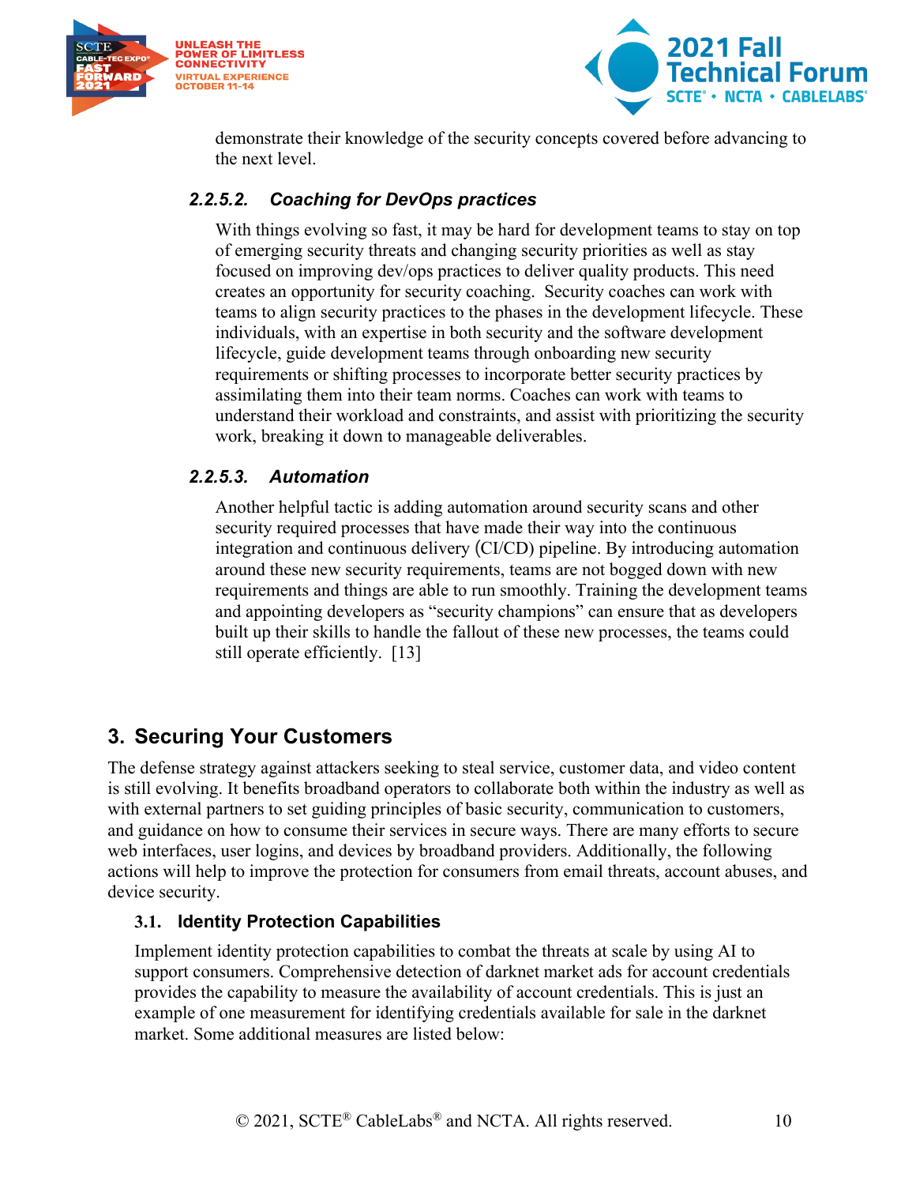demonstrate their knowledge of the security concepts covered before advancing to the next level.

#### *2.2.5.2. Coaching for DevOps practices*

With things evolving so fast, it may be hard for development teams to stay on top of emerging security threats and changing security priorities as well as stay focused on improving dev/ops practices to deliver quality products. This need creates an opportunity for security coaching. Security coaches can work with teams to align security practices to the phases in the development lifecycle. These individuals, with an expertise in both security and the software development lifecycle, guide development teams through onboarding new security requirements or shifting processes to incorporate better security practices by assimilating them into their team norms. Coaches can work with teams to understand their workload and constraints, and assist with prioritizing the security work, breaking it down to manageable deliverables.

#### *2.2.5.3. Automation*

Another helpful tactic is adding automation around security scans and other security required processes that have made their way into the continuous integration and continuous delivery (CI/CD) pipeline. By introducing automation around these new security requirements, teams are not bogged down with new requirements and things are able to run smoothly. Training the development teams and appointing developers as "security champions" can ensure that as developers built up their skills to handle the fallout of these new processes, the teams could still operate efficiently. [13]

# 3. Securing Your Customers

The defense strategy against attackers seeking to steal service, customer data, and video content is still evolving. It benefits broadband operators to collaborate both within the industry as well as with external partners to set guiding principles of basic security, communication to customers, and guidance on how to consume their services in secure ways. There are many efforts to secure web interfaces, user logins, and devices by broadband providers. Additionally, the following actions will help to improve the protection for consumers from email threats, account abuses, and device security.

## 3.1. Identity Protection Capabilities

Implement identity protection capabilities to combat the threats at scale by using AI to support consumers. Comprehensive detection of darknet market ads for account credentials provides the capability to measure the availability of account credentials. This is just an example of one measurement for identifying credentials available for sale in the darknet market. Some additional measures are listed below: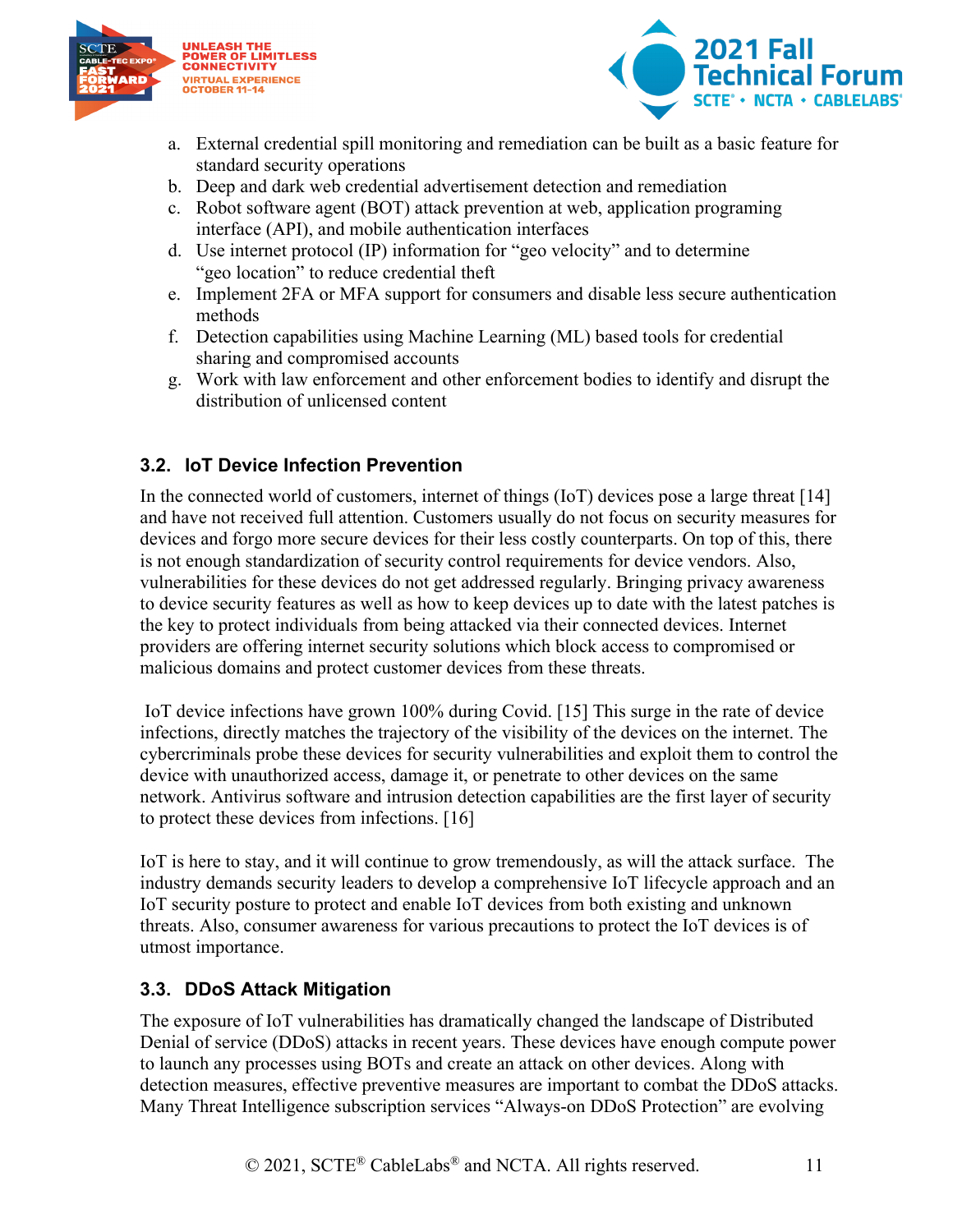a. External credential spill monitoring and remediation can be built as a basic feature for standard security operations
b. Deep and dark web credential advertisement detection and remediation
c. Robot software agent (BOT) attack prevention at web, application programing interface (API), and mobile authentication interfaces
d. Use internet protocol (IP) information for "geo velocity" and to determine "geo location" to reduce credential theft
e. Implement 2FA or MFA support for consumers and disable less secure authentication methods
f. Detection capabilities using Machine Learning (ML) based tools for credential sharing and compromised accounts
g. Work with law enforcement and other enforcement bodies to identify and disrupt the distribution of unlicensed content

### 3.2. IoT Device Infection Prevention

In the connected world of customers, internet of things (IoT) devices pose a large threat [14] and have not received full attention. Customers usually do not focus on security measures for devices and forgo more secure devices for their less costly counterparts. On top of this, there is not enough standardization of security control requirements for device vendors. Also, vulnerabilities for these devices do not get addressed regularly. Bringing privacy awareness to device security features as well as how to keep devices up to date with the latest patches is the key to protect individuals from being attacked via their connected devices. Internet providers are offering internet security solutions which block access to compromised or malicious domains and protect customer devices from these threats.

IoT device infections have grown 100% during Covid. [15] This surge in the rate of device infections, directly matches the trajectory of the visibility of the devices on the internet. The cybercriminals probe these devices for security vulnerabilities and exploit them to control the device with unauthorized access, damage it, or penetrate to other devices on the same network. Antivirus software and intrusion detection capabilities are the first layer of security to protect these devices from infections. [16]

IoT is here to stay, and it will continue to grow tremendously, as will the attack surface. The industry demands security leaders to develop a comprehensive IoT lifecycle approach and an IoT security posture to protect and enable IoT devices from both existing and unknown threats. Also, consumer awareness for various precautions to protect the IoT devices is of utmost importance.

### 3.3. DDoS Attack Mitigation

The exposure of IoT vulnerabilities has dramatically changed the landscape of Distributed Denial of service (DDoS) attacks in recent years. These devices have enough compute power to launch any processes using BOTs and create an attack on other devices. Along with detection measures, effective preventive measures are important to combat the DDoS attacks. Many Threat Intelligence subscription services "Always-on DDoS Protection" are evolving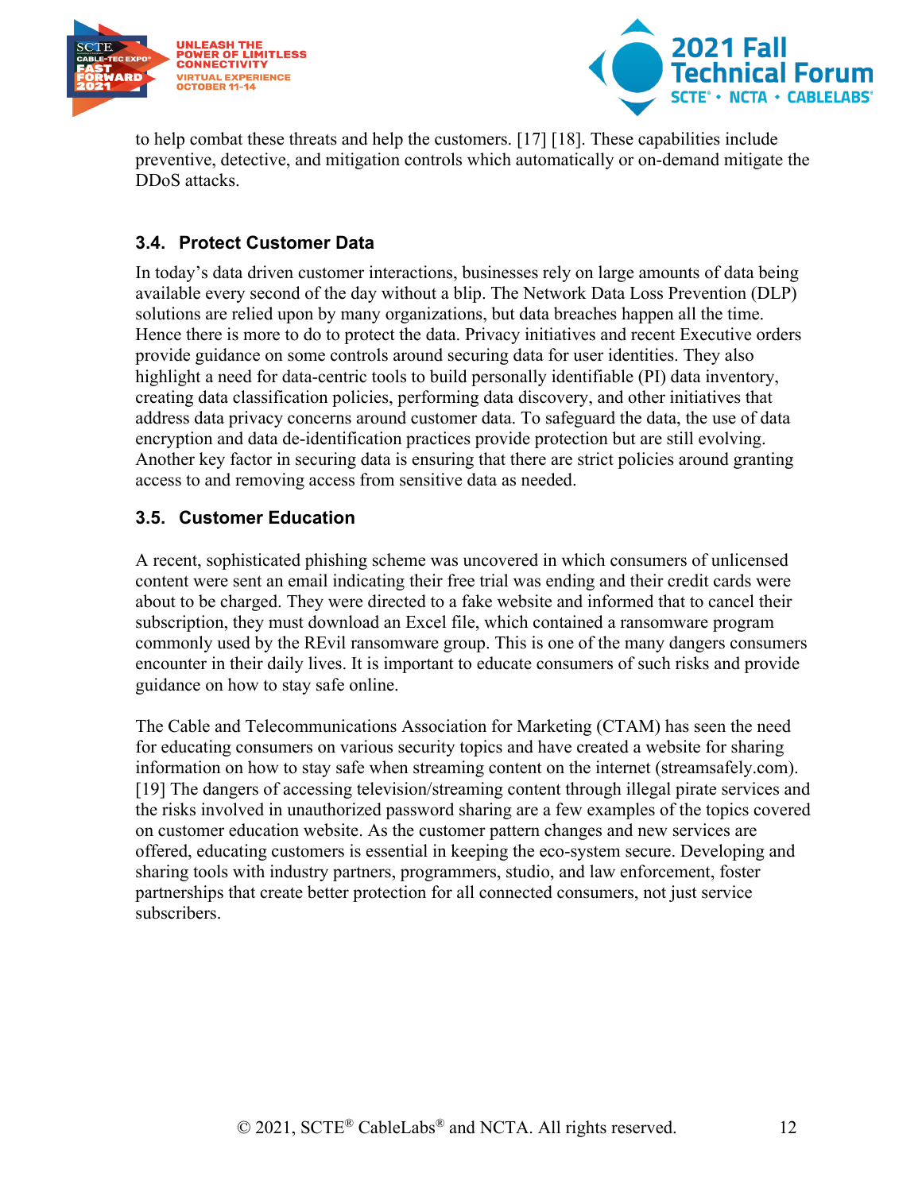to help combat these threats and help the customers. [17] [18]. These capabilities include preventive, detective, and mitigation controls which automatically or on-demand mitigate the DDoS attacks.

### 3.4. Protect Customer Data

In today's data driven customer interactions, businesses rely on large amounts of data being available every second of the day without a blip. The Network Data Loss Prevention (DLP) solutions are relied upon by many organizations, but data breaches happen all the time. Hence there is more to do to protect the data. Privacy initiatives and recent Executive orders provide guidance on some controls around securing data for user identities. They also highlight a need for data-centric tools to build personally identifiable (PI) data inventory, creating data classification policies, performing data discovery, and other initiatives that address data privacy concerns around customer data. To safeguard the data, the use of data encryption and data de-identification practices provide protection but are still evolving. Another key factor in securing data is ensuring that there are strict policies around granting access to and removing access from sensitive data as needed.

### 3.5. Customer Education

A recent, sophisticated phishing scheme was uncovered in which consumers of unlicensed content were sent an email indicating their free trial was ending and their credit cards were about to be charged. They were directed to a fake website and informed that to cancel their subscription, they must download an Excel file, which contained a ransomware program commonly used by the REvil ransomware group. This is one of the many dangers consumers encounter in their daily lives. It is important to educate consumers of such risks and provide guidance on how to stay safe online.

The Cable and Telecommunications Association for Marketing (CTAM) has seen the need for educating consumers on various security topics and have created a website for sharing information on how to stay safe when streaming content on the internet (streamsafely.com). [19] The dangers of accessing television/streaming content through illegal pirate services and the risks involved in unauthorized password sharing are a few examples of the topics covered on customer education website. As the customer pattern changes and new services are offered, educating customers is essential in keeping the eco-system secure. Developing and sharing tools with industry partners, programmers, studio, and law enforcement, foster partnerships that create better protection for all connected consumers, not just service subscribers.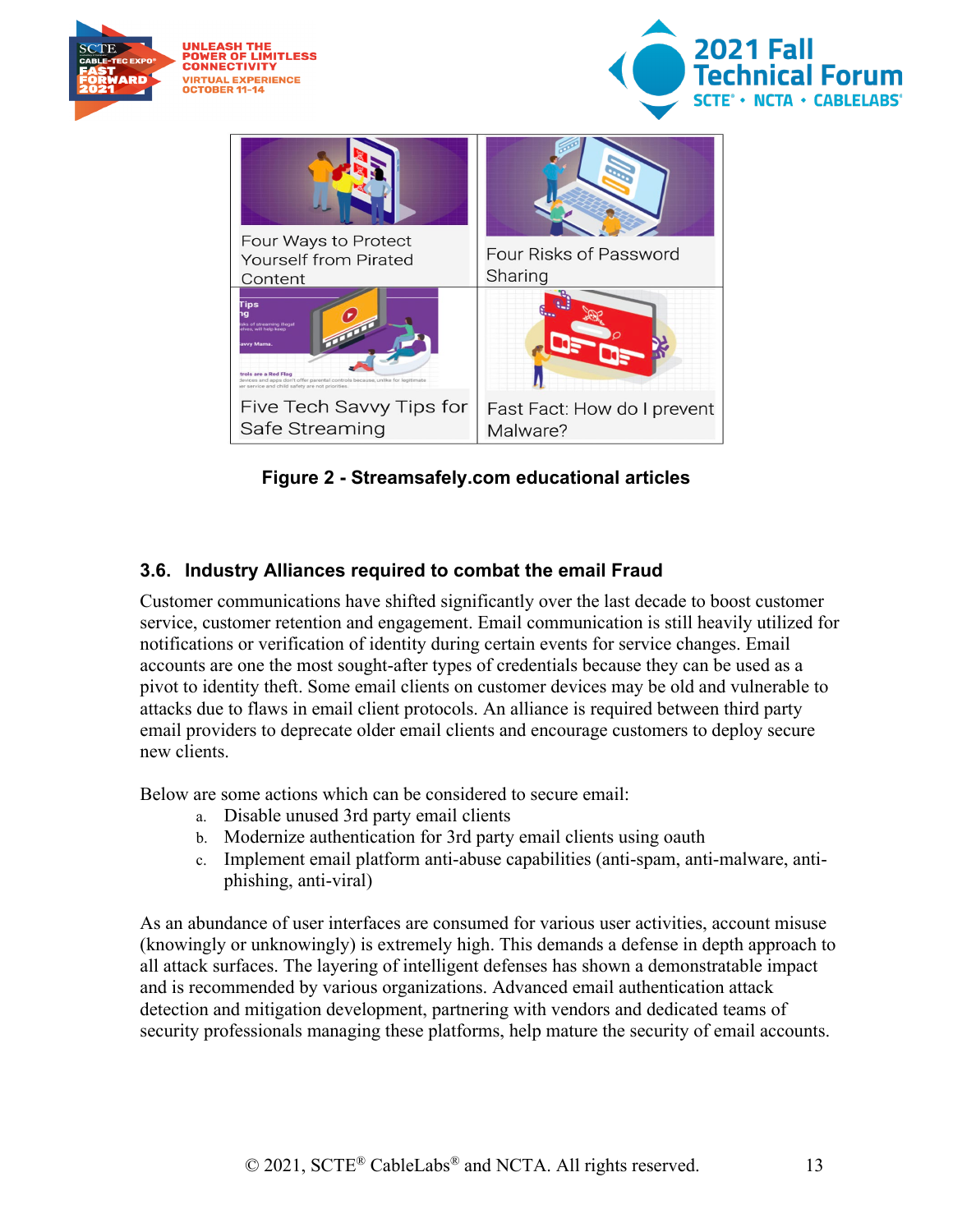| | |
|---|---|
| Four Ways to Protect Yourself from Pirated Content | Four Risks of Password Sharing |
| Five Tech Savvy Tips for Safe Streaming | Fast Fact: How do I prevent Malware? |

**Figure 2 - Streamsafely.com educational articles**

### 3.6. Industry Alliances required to combat the email Fraud

Customer communications have shifted significantly over the last decade to boost customer service, customer retention and engagement. Email communication is still heavily utilized for notifications or verification of identity during certain events for service changes. Email accounts are one the most sought-after types of credentials because they can be used as a pivot to identity theft. Some email clients on customer devices may be old and vulnerable to attacks due to flaws in email client protocols. An alliance is required between third party email providers to deprecate older email clients and encourage customers to deploy secure new clients.

Below are some actions which can be considered to secure email:

a. Disable unused 3rd party email clients
b. Modernize authentication for 3rd party email clients using oauth
c. Implement email platform anti-abuse capabilities (anti-spam, anti-malware, anti-phishing, anti-viral)

As an abundance of user interfaces are consumed for various user activities, account misuse (knowingly or unknowingly) is extremely high. This demands a defense in depth approach to all attack surfaces. The layering of intelligent defenses has shown a demonstratable impact and is recommended by various organizations. Advanced email authentication attack detection and mitigation development, partnering with vendors and dedicated teams of security professionals managing these platforms, help mature the security of email accounts.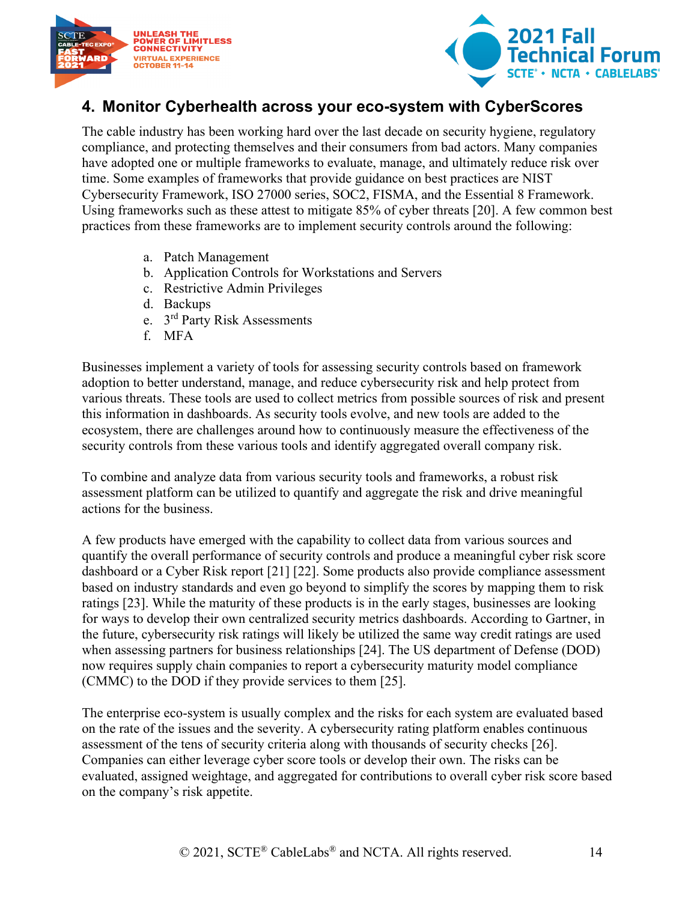## 4. Monitor Cyberhealth across your eco-system with CyberScores

The cable industry has been working hard over the last decade on security hygiene, regulatory compliance, and protecting themselves and their consumers from bad actors. Many companies have adopted one or multiple frameworks to evaluate, manage, and ultimately reduce risk over time. Some examples of frameworks that provide guidance on best practices are NIST Cybersecurity Framework, ISO 27000 series, SOC2, FISMA, and the Essential 8 Framework. Using frameworks such as these attest to mitigate 85% of cyber threats [20]. A few common best practices from these frameworks are to implement security controls around the following:

a. Patch Management
b. Application Controls for Workstations and Servers
c. Restrictive Admin Privileges
d. Backups
e. 3rd Party Risk Assessments
f. MFA

Businesses implement a variety of tools for assessing security controls based on framework adoption to better understand, manage, and reduce cybersecurity risk and help protect from various threats. These tools are used to collect metrics from possible sources of risk and present this information in dashboards. As security tools evolve, and new tools are added to the ecosystem, there are challenges around how to continuously measure the effectiveness of the security controls from these various tools and identify aggregated overall company risk.

To combine and analyze data from various security tools and frameworks, a robust risk assessment platform can be utilized to quantify and aggregate the risk and drive meaningful actions for the business.

A few products have emerged with the capability to collect data from various sources and quantify the overall performance of security controls and produce a meaningful cyber risk score dashboard or a Cyber Risk report [21] [22]. Some products also provide compliance assessment based on industry standards and even go beyond to simplify the scores by mapping them to risk ratings [23]. While the maturity of these products is in the early stages, businesses are looking for ways to develop their own centralized security metrics dashboards. According to Gartner, in the future, cybersecurity risk ratings will likely be utilized the same way credit ratings are used when assessing partners for business relationships [24]. The US department of Defense (DOD) now requires supply chain companies to report a cybersecurity maturity model compliance (CMMC) to the DOD if they provide services to them [25].

The enterprise eco-system is usually complex and the risks for each system are evaluated based on the rate of the issues and the severity. A cybersecurity rating platform enables continuous assessment of the tens of security criteria along with thousands of security checks [26]. Companies can either leverage cyber score tools or develop their own. The risks can be evaluated, assigned weightage, and aggregated for contributions to overall cyber risk score based on the company's risk appetite.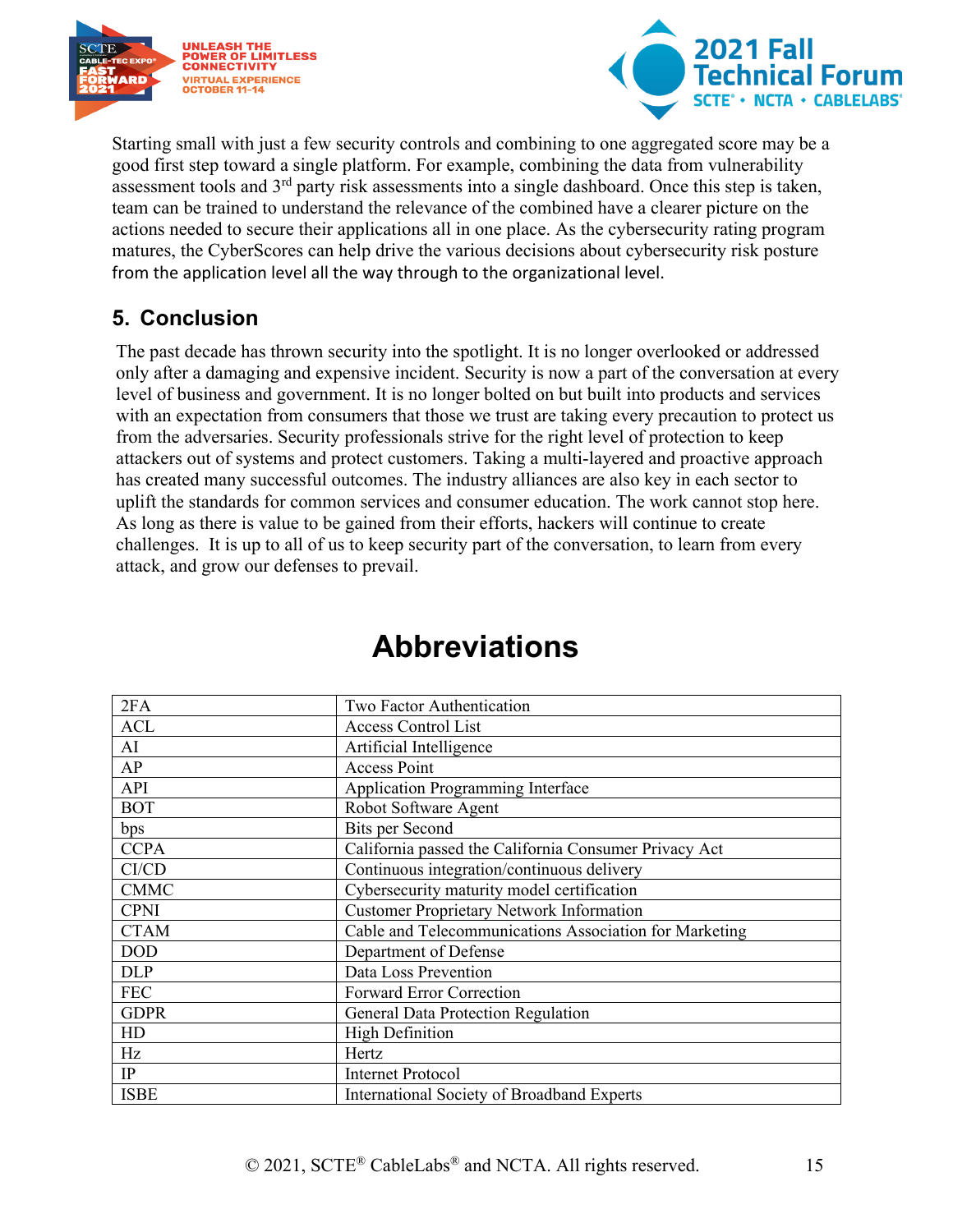Starting small with just a few security controls and combining to one aggregated score may be a good first step toward a single platform. For example, combining the data from vulnerability assessment tools and 3rd party risk assessments into a single dashboard. Once this step is taken, team can be trained to understand the relevance of the combined have a clearer picture on the actions needed to secure their applications all in one place. As the cybersecurity rating program matures, the CyberScores can help drive the various decisions about cybersecurity risk posture from the application level all the way through to the organizational level.

## 5. Conclusion

The past decade has thrown security into the spotlight. It is no longer overlooked or addressed only after a damaging and expensive incident. Security is now a part of the conversation at every level of business and government. It is no longer bolted on but built into products and services with an expectation from consumers that those we trust are taking every precaution to protect us from the adversaries. Security professionals strive for the right level of protection to keep attackers out of systems and protect customers. Taking a multi-layered and proactive approach has created many successful outcomes. The industry alliances are also key in each sector to uplift the standards for common services and consumer education. The work cannot stop here. As long as there is value to be gained from their efforts, hackers will continue to create challenges. It is up to all of us to keep security part of the conversation, to learn from every attack, and grow our defenses to prevail.

# Abbreviations

| | |
|---|---|
| 2FA | Two Factor Authentication |
| ACL | Access Control List |
| AI | Artificial Intelligence |
| AP | Access Point |
| API | Application Programming Interface |
| BOT | Robot Software Agent |
| bps | Bits per Second |
| CCPA | California passed the California Consumer Privacy Act |
| CI/CD | Continuous integration/continuous delivery |
| CMMC | Cybersecurity maturity model certification |
| CPNI | Customer Proprietary Network Information |
| CTAM | Cable and Telecommunications Association for Marketing |
| DOD | Department of Defense |
| DLP | Data Loss Prevention |
| FEC | Forward Error Correction |
| GDPR | General Data Protection Regulation |
| HD | High Definition |
| Hz | Hertz |
| IP | Internet Protocol |
| ISBE | International Society of Broadband Experts |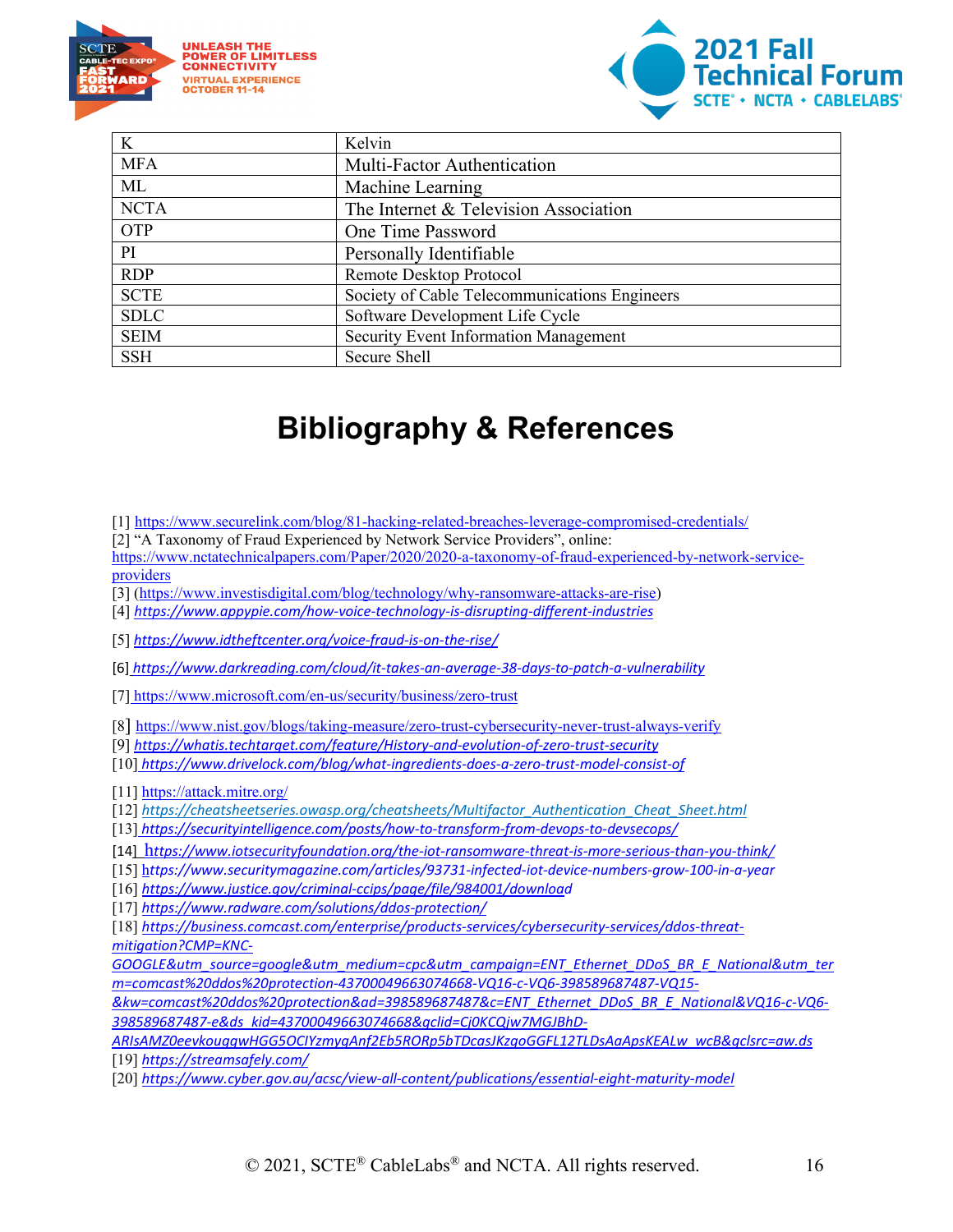| K | Kelvin |
| --- | --- |
| MFA | Multi-Factor Authentication |
| ML | Machine Learning |
| NCTA | The Internet & Television Association |
| OTP | One Time Password |
| PI | Personally Identifiable |
| RDP | Remote Desktop Protocol |
| SCTE | Society of Cable Telecommunications Engineers |
| SDLC | Software Development Life Cycle |
| SEIM | Security Event Information Management |
| SSH | Secure Shell |

# Bibliography & References

[1] https://www.securelink.com/blog/81-hacking-related-breaches-leverage-compromised-credentials/

[2] "A Taxonomy of Fraud Experienced by Network Service Providers", online: https://www.nctatechnicalpapers.com/Paper/2020/2020-a-taxonomy-of-fraud-experienced-by-network-service-providers

[3] (https://www.investisdigital.com/blog/technology/why-ransomware-attacks-are-rise)

[4] https://www.appypie.com/how-voice-technology-is-disrupting-different-industries

[5] https://www.idtheftcenter.org/voice-fraud-is-on-the-rise/

[6] https://www.darkreading.com/cloud/it-takes-an-average-38-days-to-patch-a-vulnerability

[7] https://www.microsoft.com/en-us/security/business/zero-trust

[8] https://www.nist.gov/blogs/taking-measure/zero-trust-cybersecurity-never-trust-always-verify

[9] https://whatis.techtarget.com/feature/History-and-evolution-of-zero-trust-security

[10] https://www.drivelock.com/blog/what-ingredients-does-a-zero-trust-model-consist-of

[11] https://attack.mitre.org/

[12] https://cheatsheetseries.owasp.org/cheatsheets/Multifactor_Authentication_Cheat_Sheet.html

[13] https://securityintelligence.com/posts/how-to-transform-from-devops-to-devsecops/

[14] https://www.iotsecurityfoundation.org/the-iot-ransomware-threat-is-more-serious-than-you-think/

[15] https://www.securitymagazine.com/articles/93731-infected-iot-device-numbers-grow-100-in-a-year

[16] https://www.justice.gov/criminal-ccips/page/file/984001/download

[17] https://www.radware.com/solutions/ddos-protection/

[18] https://business.comcast.com/enterprise/products-services/cybersecurity-services/ddos-threat-mitigation?CMP=KNC-GOOGLE&utm_source=google&utm_medium=cpc&utm_campaign=ENT_Ethernet_DDoS_BR_E_National&utm_term=comcast%20ddos%20protection-43700049663074668-VQ16-c-VQ6-398589687487-VQ15-&kw=comcast%20ddos%20protection&ad=398589687487&c=ENT_Ethernet_DDoS_BR_E_National&VQ16-c-VQ6-398589687487-e&ds_kid=43700049663074668&gclid=Cj0KCQjw7MGJBhD-ARIsAMZ0eevkouggwHGG5OCIYzmygAnf2Eb5RORp5bTDcasJKzgoGGFL12TLDsAaApsKEALw_wcB&gclsrc=aw.ds

[19] https://streamsafely.com/

[20] https://www.cyber.gov.au/acsc/view-all-content/publications/essential-eight-maturity-model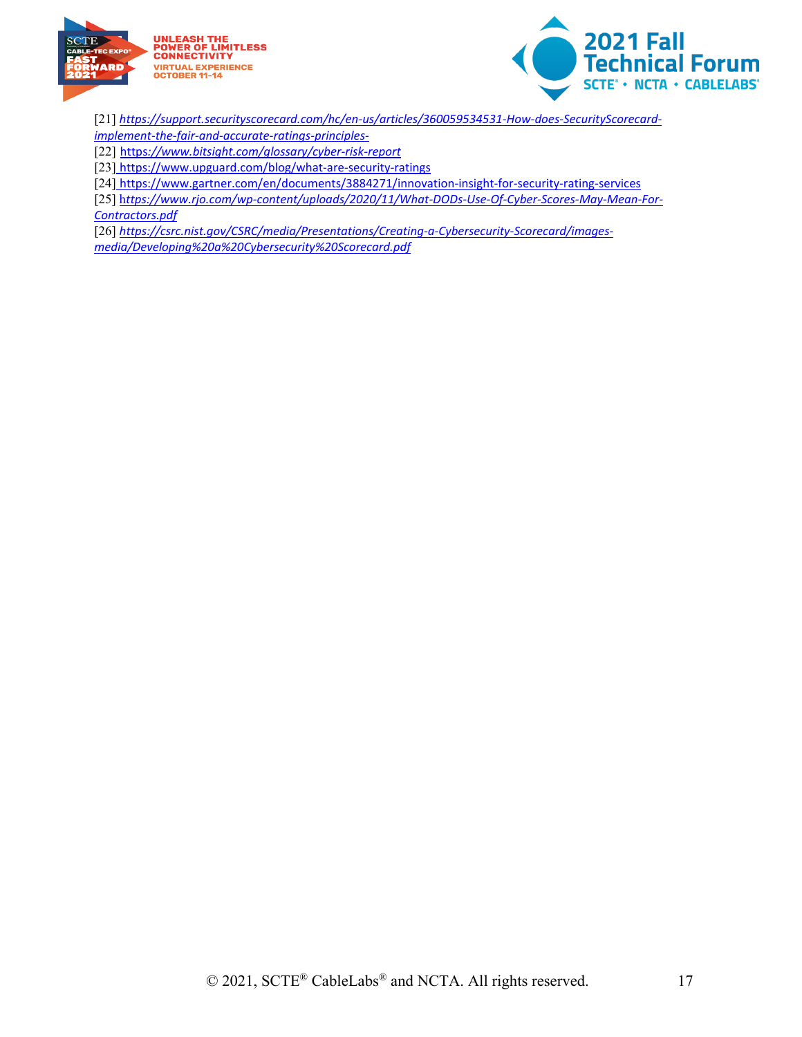[21] *https://support.securityscorecard.com/hc/en-us/articles/360059534531-How-does-SecurityScorecard-implement-the-fair-and-accurate-ratings-principles-*

[22] *https://www.bitsight.com/glossary/cyber-risk-report*

[23] https://www.upguard.com/blog/what-are-security-ratings

[24] https://www.gartner.com/en/documents/3884271/innovation-insight-for-security-rating-services

[25] *https://www.rjo.com/wp-content/uploads/2020/11/What-DODs-Use-Of-Cyber-Scores-May-Mean-For-Contractors.pdf*

[26] *https://csrc.nist.gov/CSRC/media/Presentations/Creating-a-Cybersecurity-Scorecard/images-media/Developing%20a%20Cybersecurity%20Scorecard.pdf*